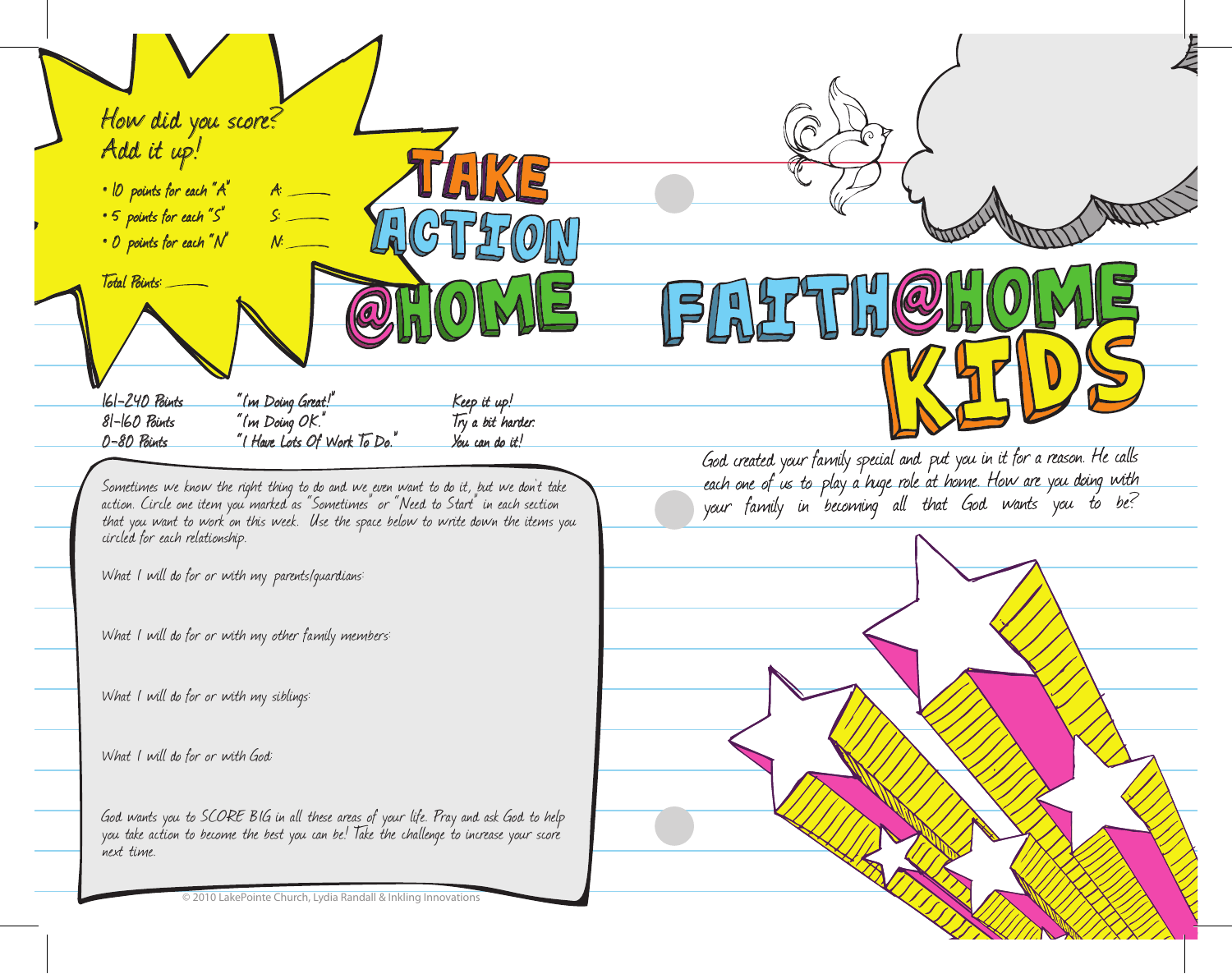## How did you score? Add it up!

- 10 points for each "A" A: ____
- 5 points for each "S" S: ____
- 0 points for each "N" N: ____

Total Points: ____

# TAKE ACTION @HOME

| | | |
|---|---|---|
| 161–240 Points | "I'm Doing Great!" | Keep it up! |
| 81–160 Points | "I'm Doing OK." | Try a bit harder. |
| 0–80 Points | "I Have Lots Of Work To Do." | You can do it! |

Sometimes we know the right thing to do and we even want to do it, but we don't take action. Circle one item you marked as "Sometimes" or "Need to Start" in each section that you want to work on this week. Use the space below to write down the items you circled for each relationship.

What I will do for or with my parents/guardians:

What I will do for or with my other family members:

What I will do for or with my siblings:

What I will do for or with God:

God wants you to SCORE BIG in all these areas of your life. Pray and ask God to help you take action to become the best you can be! Take the challenge to increase your score next time.

© 2010 LakePointe Church, Lydia Randall & Inkling Innovations

# FAITH@HOME KIDS

God created your family special and put you in it for a reason. He calls each one of us to play a huge role at home. How are you doing with your family in becoming all that God wants you to be?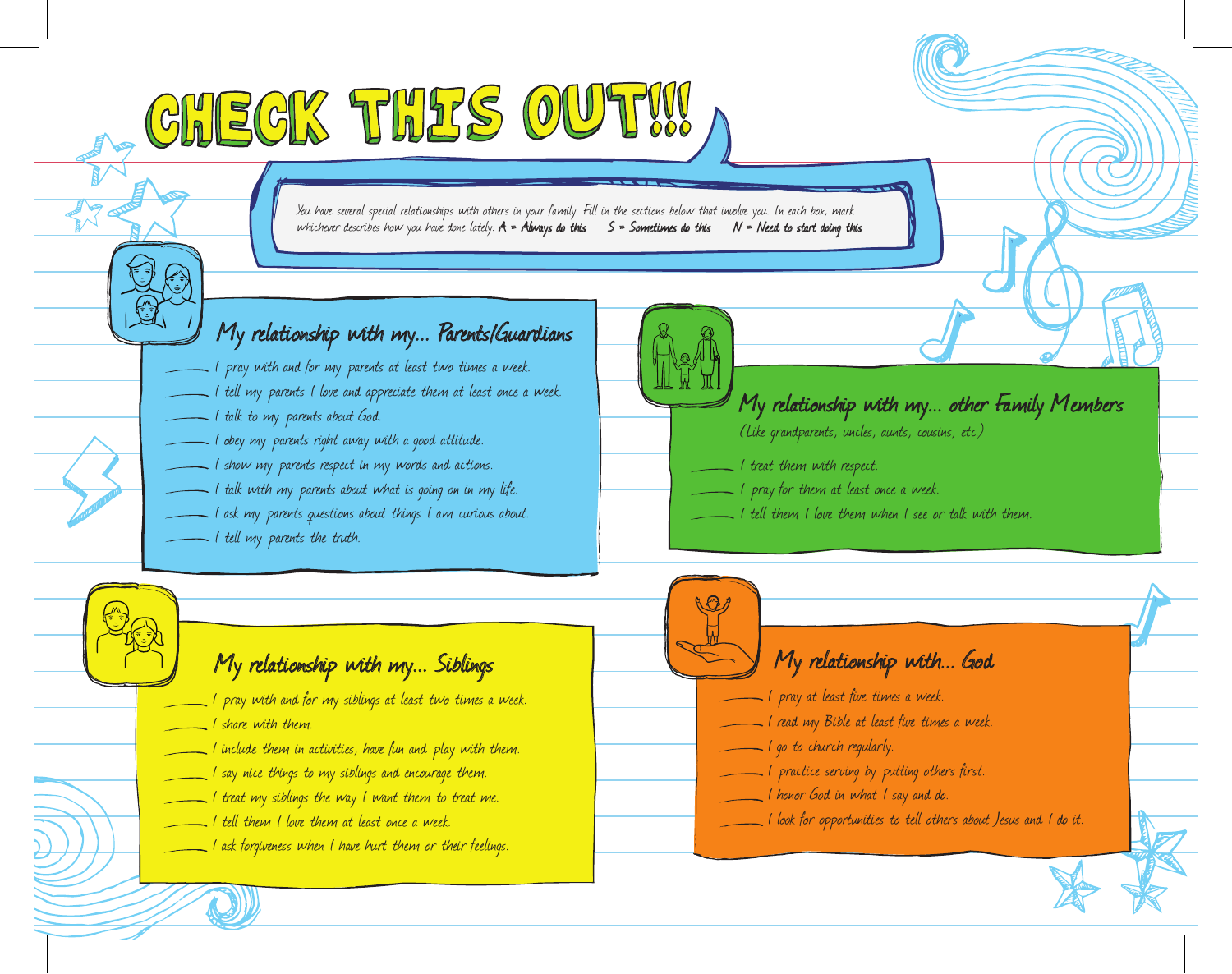# CHECK THIS OUT!!!

You have several special relationships with others in your family. Fill in the sections below that involve you. In each box, mark whichever describes how you have done lately. **A = Always do this** **S = Sometimes do this** **N = Need to start doing this**

## My relationship with my... Parents/Guardians

_____ I pray with and for my parents at least two times a week.
_____ I tell my parents I love and appreciate them at least once a week.
_____ I talk to my parents about God.
_____ I obey my parents right away with a good attitude.
_____ I show my parents respect in my words and actions.
_____ I talk with my parents about what is going on in my life.
_____ I ask my parents questions about things I am curious about.
_____ I tell my parents the truth.

## My relationship with my... other Family Members

(Like grandparents, uncles, aunts, cousins, etc.)

_____ I treat them with respect.
_____ I pray for them at least once a week.
_____ I tell them I love them when I see or talk with them.

## My relationship with my... Siblings

_____ I pray with and for my siblings at least two times a week.
_____ I share with them.
_____ I include them in activities, have fun and play with them.
_____ I say nice things to my siblings and encourage them.
_____ I treat my siblings the way I want them to treat me.
_____ I tell them I love them at least once a week.
_____ I ask forgiveness when I have hurt them or their feelings.

## My relationship with... God

_____ I pray at least five times a week.
_____ I read my Bible at least five times a week.
_____ I go to church regularly.
_____ I practice serving by putting others first.
_____ I honor God in what I say and do.
_____ I look for opportunities to tell others about Jesus and I do it.